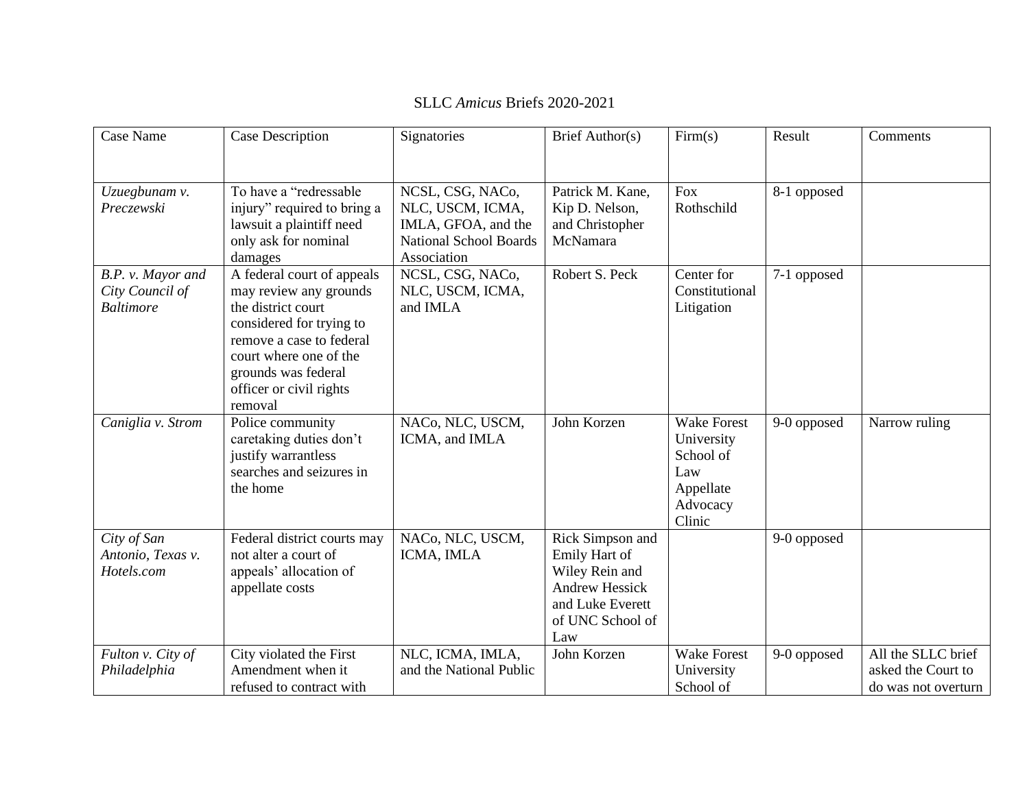SLLC *Amicus* Briefs 2020-2021

| Case Name | Case Description | Signatories | Brief Author(s) | Firm(s) | Result | Comments |
|---|---|---|---|---|---|---|
| *Uzuegbunam v. Preczewski* | To have a "redressable injury" required to bring a lawsuit a plaintiff need only ask for nominal damages | NCSL, CSG, NACo, NLC, USCM, ICMA, IMLA, GFOA, and the National School Boards Association | Patrick M. Kane, Kip D. Nelson, and Christopher McNamara | Fox Rothschild | 8-1 opposed | |
| *B.P. v. Mayor and City Council of Baltimore* | A federal court of appeals may review any grounds the district court considered for trying to remove a case to federal court where one of the grounds was federal officer or civil rights removal | NCSL, CSG, NACo, NLC, USCM, ICMA, and IMLA | Robert S. Peck | Center for Constitutional Litigation | 7-1 opposed | |
| *Caniglia v. Strom* | Police community caretaking duties don't justify warrantless searches and seizures in the home | NACo, NLC, USCM, ICMA, and IMLA | John Korzen | Wake Forest University School of Law Appellate Advocacy Clinic | 9-0 opposed | Narrow ruling |
| *City of San Antonio, Texas v. Hotels.com* | Federal district courts may not alter a court of appeals' allocation of appellate costs | NACo, NLC, USCM, ICMA, IMLA | Rick Simpson and Emily Hart of Wiley Rein and Andrew Hessick and Luke Everett of UNC School of Law | | 9-0 opposed | |
| *Fulton v. City of Philadelphia* | City violated the First Amendment when it refused to contract with | NLC, ICMA, IMLA, and the National Public | John Korzen | Wake Forest University School of | 9-0 opposed | All the SLLC brief asked the Court to do was not overturn |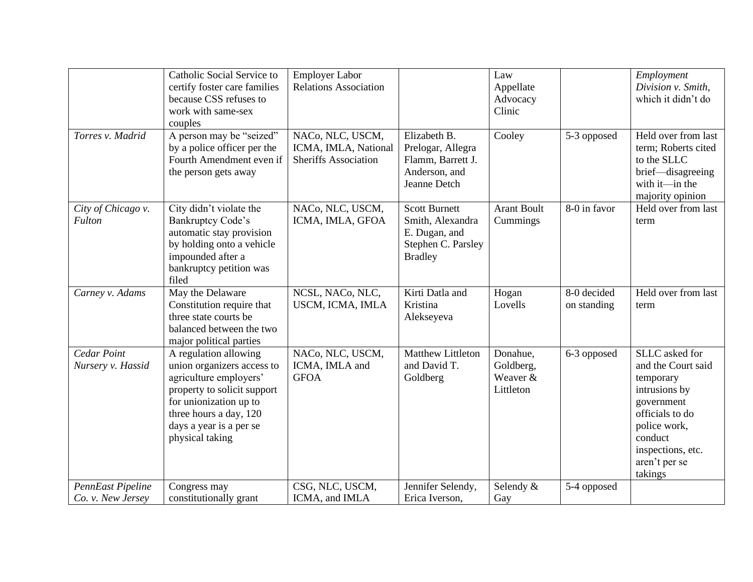| | | | | | | |
|---|---|---|---|---|---|---|
| | Catholic Social Service to certify foster care families because CSS refuses to work with same-sex couples | Employer Labor Relations Association | | Law Appellate Advocacy Clinic | | *Employment Division v. Smith*, which it didn't do |
| *Torres v. Madrid* | A person may be "seized" by a police officer per the Fourth Amendment even if the person gets away | NACo, NLC, USCM, ICMA, IMLA, National Sheriffs Association | Elizabeth B. Prelogar, Allegra Flamm, Barrett J. Anderson, and Jeanne Detch | Cooley | 5-3 opposed | Held over from last term; Roberts cited to the SLLC brief—disagreeing with it—in the majority opinion |
| *City of Chicago v. Fulton* | City didn't violate the Bankruptcy Code's automatic stay provision by holding onto a vehicle impounded after a bankruptcy petition was filed | NACo, NLC, USCM, ICMA, IMLA, GFOA | Scott Burnett Smith, Alexandra E. Dugan, and Stephen C. Parsley Bradley | Arant Boult Cummings | 8-0 in favor | Held over from last term |
| *Carney v. Adams* | May the Delaware Constitution require that three state courts be balanced between the two major political parties | NCSL, NACo, NLC, USCM, ICMA, IMLA | Kirti Datla and Kristina Alekseyeva | Hogan Lovells | 8-0 decided on standing | Held over from last term |
| *Cedar Point Nursery v. Hassid* | A regulation allowing union organizers access to agriculture employers' property to solicit support for unionization up to three hours a day, 120 days a year is a per se physical taking | NACo, NLC, USCM, ICMA, IMLA and GFOA | Matthew Littleton and David T. Goldberg | Donahue, Goldberg, Weaver & Littleton | 6-3 opposed | SLLC asked for and the Court said temporary intrusions by government officials to do police work, conduct inspections, etc. aren't per se takings |
| *PennEast Pipeline Co. v. New Jersey* | Congress may constitutionally grant | CSG, NLC, USCM, ICMA, and IMLA | Jennifer Selendy, Erica Iverson, | Selendy & Gay | 5-4 opposed | |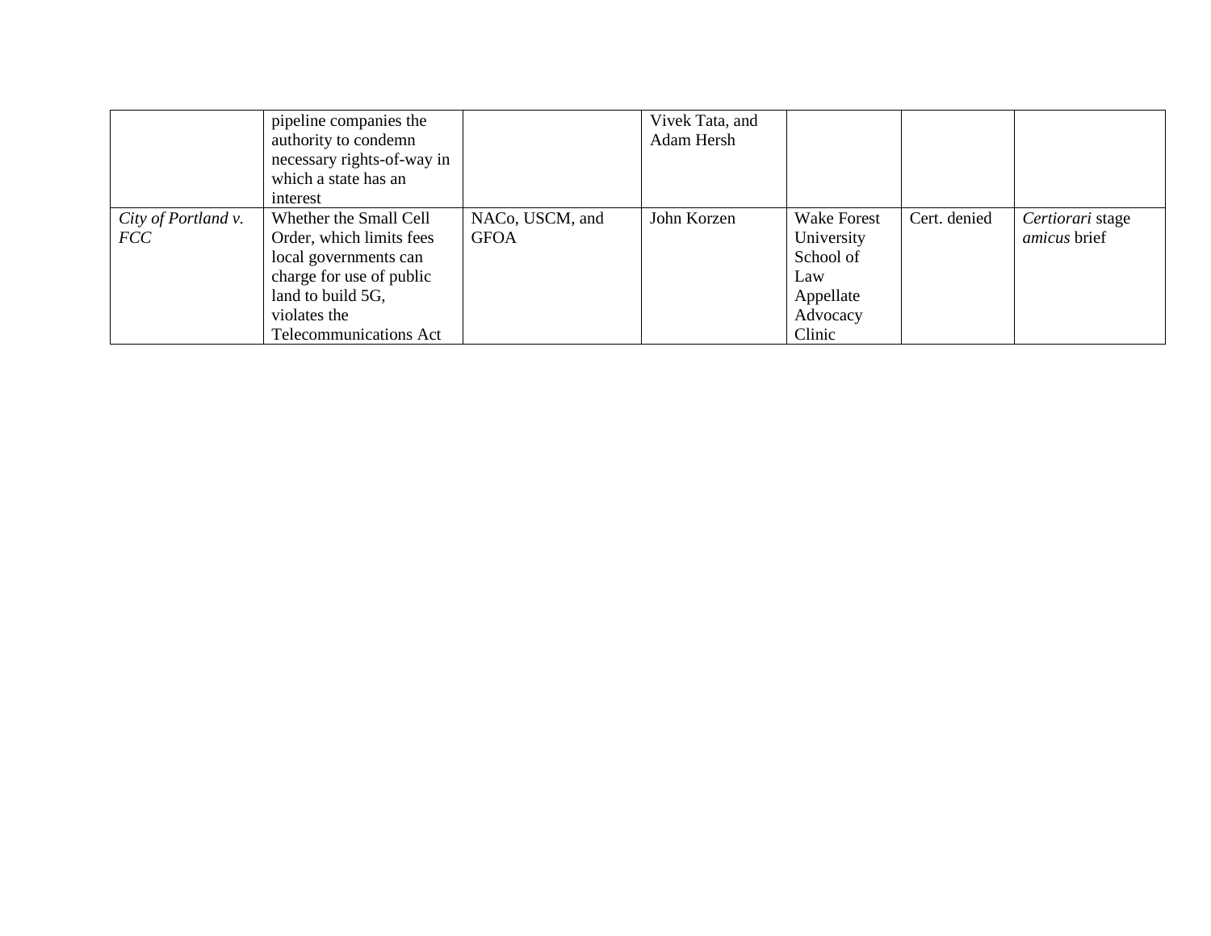| | | | | | | |
|---|---|---|---|---|---|---|
| | pipeline companies the authority to condemn necessary rights-of-way in which a state has an interest | | Vivek Tata, and Adam Hersh | | | |
| *City of Portland v. FCC* | Whether the Small Cell Order, which limits fees local governments can charge for use of public land to build 5G, violates the Telecommunications Act | NACo, USCM, and GFOA | John Korzen | Wake Forest University School of Law Appellate Advocacy Clinic | Cert. denied | *Certiorari* stage *amicus* brief |